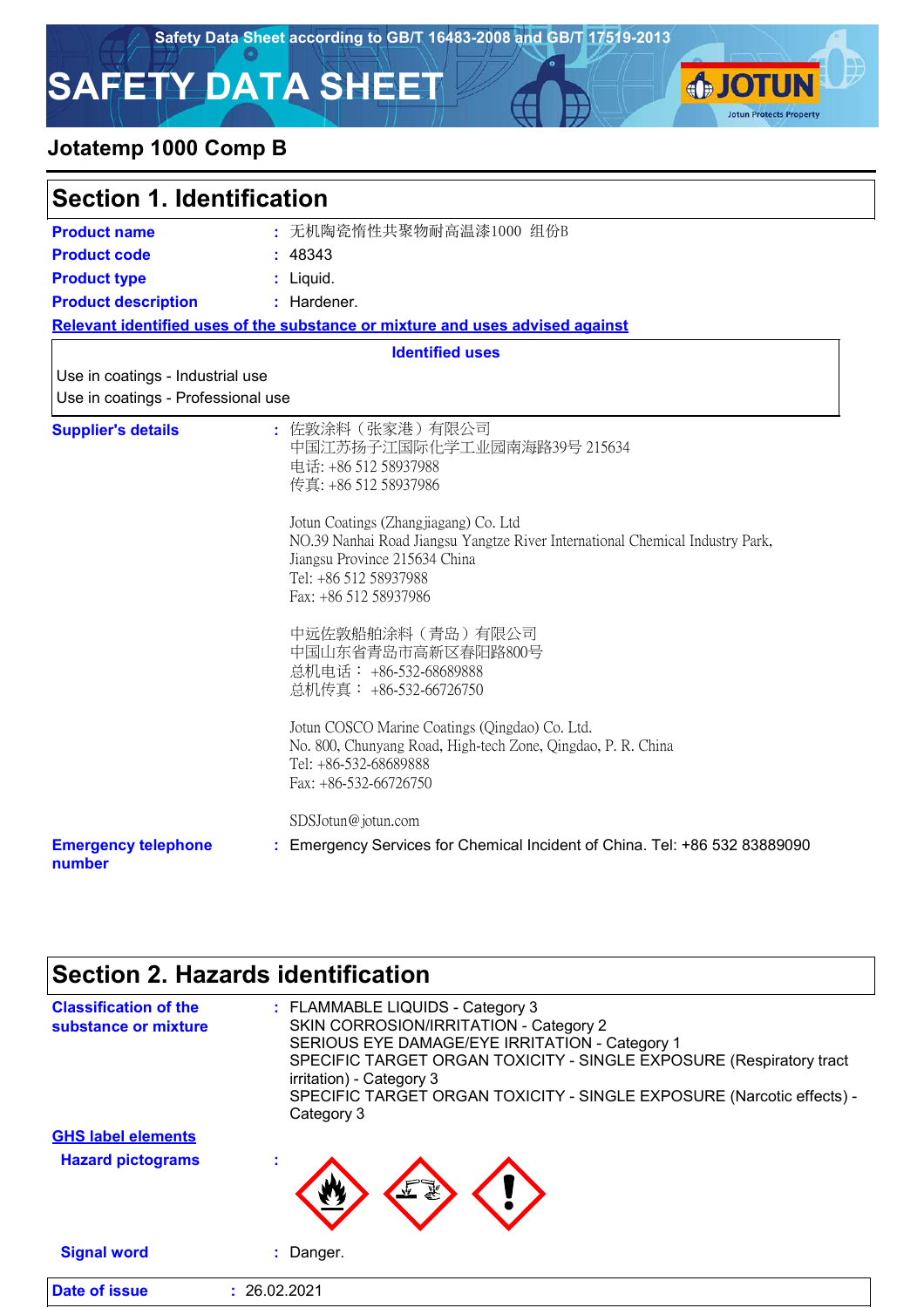Safety Data Sheet according to GB/T 16483-2008 and GB/T 17519-2013

# SAFETY DATA SHEET

## Jotatemp 1000 Comp B

## Section 1. Identification

**Product name** : 无机陶瓷惰性共聚物耐高温漆1000 组份B

**Product code** : 48343

**Product type** : Liquid.

**Product description** : Hardener.

**Relevant identified uses of the substance or mixture and uses advised against**

| Identified uses |
|---|
| Use in coatings - Industrial use |
| Use in coatings - Professional use |

**Supplier's details** :

佐敦涂料（张家港）有限公司
中国江苏扬子江国际化学工业园南海路39号 215634
电话: +86 512 58937988
传真: +86 512 58937986

Jotun Coatings (Zhangjiagang) Co. Ltd
NO.39 Nanhai Road Jiangsu Yangtze River International Chemical Industry Park, Jiangsu Province 215634 China
Tel: +86 512 58937988
Fax: +86 512 58937986

中远佐敦船舶涂料（青岛）有限公司
中国山东省青岛市高新区春阳路800号
总机电话： +86-532-68689888
总机传真： +86-532-66726750

Jotun COSCO Marine Coatings (Qingdao) Co. Ltd.
No. 800, Chunyang Road, High-tech Zone, Qingdao, P. R. China
Tel: +86-532-68689888
Fax: +86-532-66726750

SDSJotun@jotun.com

**Emergency telephone number** : Emergency Services for Chemical Incident of China. Tel: +86 532 83889090

## Section 2. Hazards identification

**Classification of the substance or mixture** :
FLAMMABLE LIQUIDS - Category 3
SKIN CORROSION/IRRITATION - Category 2
SERIOUS EYE DAMAGE/EYE IRRITATION - Category 1
SPECIFIC TARGET ORGAN TOXICITY - SINGLE EXPOSURE (Respiratory tract irritation) - Category 3
SPECIFIC TARGET ORGAN TOXICITY - SINGLE EXPOSURE (Narcotic effects) - Category 3

**GHS label elements**

**Hazard pictograms** :

**Signal word** : Danger.

**Date of issue** : 26.02.2021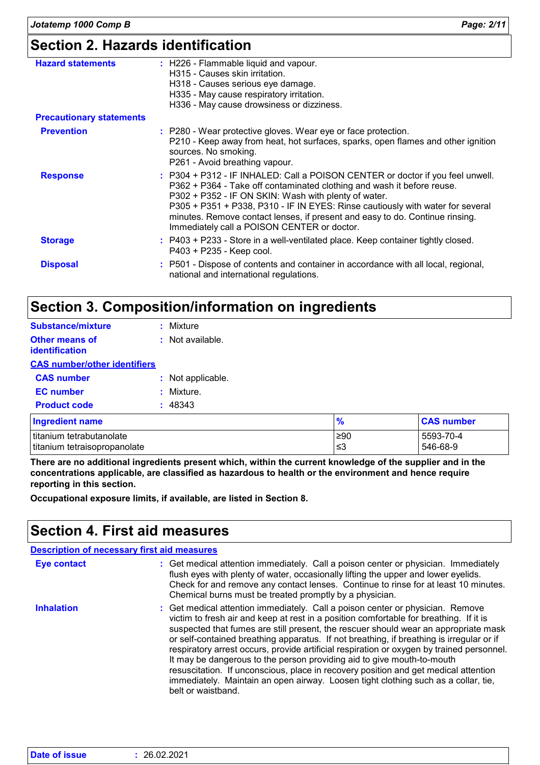## Section 2. Hazards identification

**Hazard statements** : H226 - Flammable liquid and vapour.
H315 - Causes skin irritation.
H318 - Causes serious eye damage.
H335 - May cause respiratory irritation.
H336 - May cause drowsiness or dizziness.

**Precautionary statements**

**Prevention** : P280 - Wear protective gloves. Wear eye or face protection.
P210 - Keep away from heat, hot surfaces, sparks, open flames and other ignition sources. No smoking.
P261 - Avoid breathing vapour.

**Response** : P304 + P312 - IF INHALED: Call a POISON CENTER or doctor if you feel unwell.
P362 + P364 - Take off contaminated clothing and wash it before reuse.
P302 + P352 - IF ON SKIN: Wash with plenty of water.
P305 + P351 + P338, P310 - IF IN EYES: Rinse cautiously with water for several minutes. Remove contact lenses, if present and easy to do. Continue rinsing. Immediately call a POISON CENTER or doctor.

**Storage** : P403 + P233 - Store in a well-ventilated place. Keep container tightly closed.
P403 + P235 - Keep cool.

**Disposal** : P501 - Dispose of contents and container in accordance with all local, regional, national and international regulations.

## Section 3. Composition/information on ingredients

**Substance/mixture** : Mixture

**Other means of identification** : Not available.

**CAS number/other identifiers**

**CAS number** : Not applicable.

**EC number** : Mixture.

**Product code** : 48343

| Ingredient name | % | CAS number |
|---|---|---|
| titanium tetrabutanolate | ≥90 | 5593-70-4 |
| titanium tetraisopropanolate | ≤3 | 546-68-9 |

**There are no additional ingredients present which, within the current knowledge of the supplier and in the concentrations applicable, are classified as hazardous to health or the environment and hence require reporting in this section.**

**Occupational exposure limits, if available, are listed in Section 8.**

## Section 4. First aid measures

**Description of necessary first aid measures**

**Eye contact** : Get medical attention immediately. Call a poison center or physician. Immediately flush eyes with plenty of water, occasionally lifting the upper and lower eyelids. Check for and remove any contact lenses. Continue to rinse for at least 10 minutes. Chemical burns must be treated promptly by a physician.

**Inhalation** : Get medical attention immediately. Call a poison center or physician. Remove victim to fresh air and keep at rest in a position comfortable for breathing. If it is suspected that fumes are still present, the rescuer should wear an appropriate mask or self-contained breathing apparatus. If not breathing, if breathing is irregular or if respiratory arrest occurs, provide artificial respiration or oxygen by trained personnel. It may be dangerous to the person providing aid to give mouth-to-mouth resuscitation. If unconscious, place in recovery position and get medical attention immediately. Maintain an open airway. Loosen tight clothing such as a collar, tie, belt or waistband.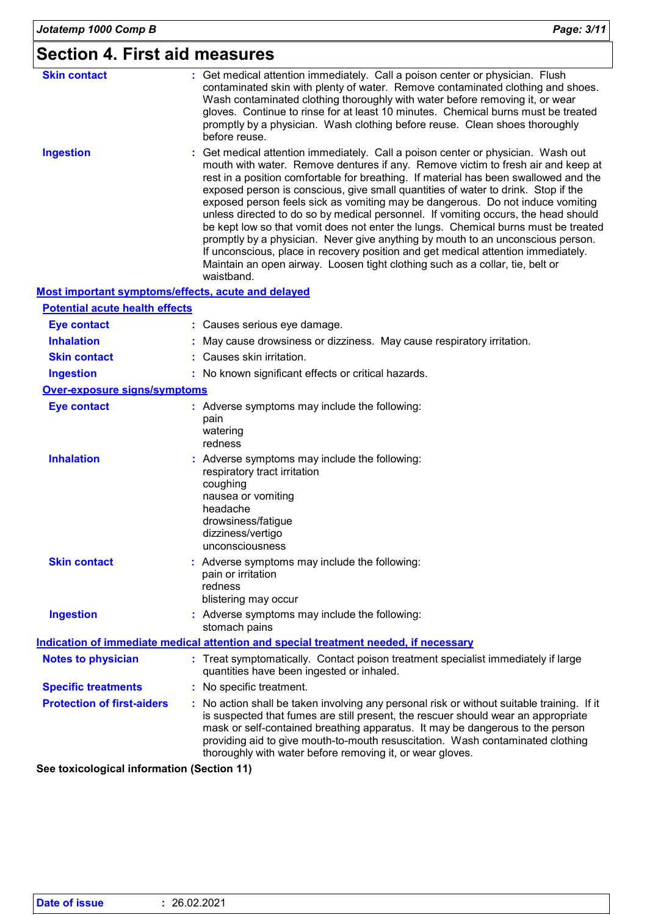## Section 4. First aid measures

**Skin contact** : Get medical attention immediately. Call a poison center or physician. Flush contaminated skin with plenty of water. Remove contaminated clothing and shoes. Wash contaminated clothing thoroughly with water before removing it, or wear gloves. Continue to rinse for at least 10 minutes. Chemical burns must be treated promptly by a physician. Wash clothing before reuse. Clean shoes thoroughly before reuse.

**Ingestion** : Get medical attention immediately. Call a poison center or physician. Wash out mouth with water. Remove dentures if any. Remove victim to fresh air and keep at rest in a position comfortable for breathing. If material has been swallowed and the exposed person is conscious, give small quantities of water to drink. Stop if the exposed person feels sick as vomiting may be dangerous. Do not induce vomiting unless directed to do so by medical personnel. If vomiting occurs, the head should be kept low so that vomit does not enter the lungs. Chemical burns must be treated promptly by a physician. Never give anything by mouth to an unconscious person. If unconscious, place in recovery position and get medical attention immediately. Maintain an open airway. Loosen tight clothing such as a collar, tie, belt or waistband.

### Most important symptoms/effects, acute and delayed

#### Potential acute health effects

**Eye contact** : Causes serious eye damage.

**Inhalation** : May cause drowsiness or dizziness. May cause respiratory irritation.

**Skin contact** : Causes skin irritation.

**Ingestion** : No known significant effects or critical hazards.

#### Over-exposure signs/symptoms

**Eye contact** : Adverse symptoms may include the following:
pain
watering
redness

**Inhalation** : Adverse symptoms may include the following:
respiratory tract irritation
coughing
nausea or vomiting
headache
drowsiness/fatigue
dizziness/vertigo
unconsciousness

**Skin contact** : Adverse symptoms may include the following:
pain or irritation
redness
blistering may occur

**Ingestion** : Adverse symptoms may include the following:
stomach pains

### Indication of immediate medical attention and special treatment needed, if necessary

**Notes to physician** : Treat symptomatically. Contact poison treatment specialist immediately if large quantities have been ingested or inhaled.

**Specific treatments** : No specific treatment.

**Protection of first-aiders** : No action shall be taken involving any personal risk or without suitable training. If it is suspected that fumes are still present, the rescuer should wear an appropriate mask or self-contained breathing apparatus. It may be dangerous to the person providing aid to give mouth-to-mouth resuscitation. Wash contaminated clothing thoroughly with water before removing it, or wear gloves.

**See toxicological information (Section 11)**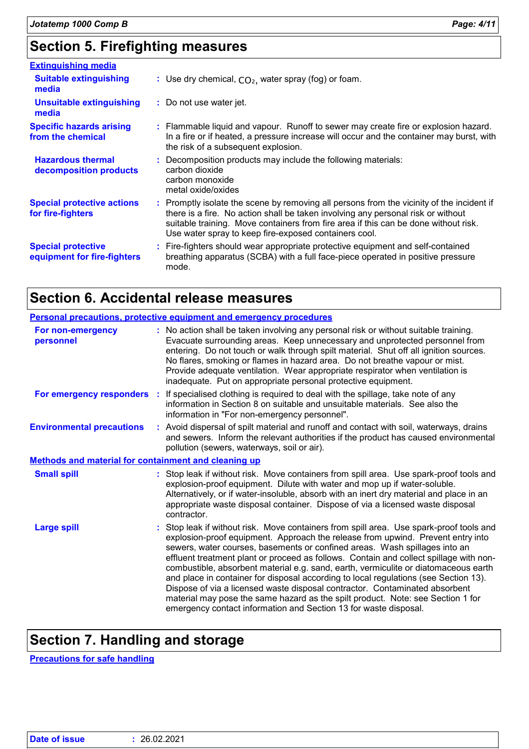## Section 5. Firefighting measures

### Extinguishing media

**Suitable extinguishing media** : Use dry chemical, $CO_2$, water spray (fog) or foam.

**Unsuitable extinguishing media** : Do not use water jet.

**Specific hazards arising from the chemical** : Flammable liquid and vapour. Runoff to sewer may create fire or explosion hazard. In a fire or if heated, a pressure increase will occur and the container may burst, with the risk of a subsequent explosion.

**Hazardous thermal decomposition products** : Decomposition products may include the following materials:
carbon dioxide
carbon monoxide
metal oxide/oxides

**Special protective actions for fire-fighters** : Promptly isolate the scene by removing all persons from the vicinity of the incident if there is a fire. No action shall be taken involving any personal risk or without suitable training. Move containers from fire area if this can be done without risk. Use water spray to keep fire-exposed containers cool.

**Special protective equipment for fire-fighters** : Fire-fighters should wear appropriate protective equipment and self-contained breathing apparatus (SCBA) with a full face-piece operated in positive pressure mode.

## Section 6. Accidental release measures

### Personal precautions, protective equipment and emergency procedures

**For non-emergency personnel** : No action shall be taken involving any personal risk or without suitable training. Evacuate surrounding areas. Keep unnecessary and unprotected personnel from entering. Do not touch or walk through spilt material. Shut off all ignition sources. No flares, smoking or flames in hazard area. Do not breathe vapour or mist. Provide adequate ventilation. Wear appropriate respirator when ventilation is inadequate. Put on appropriate personal protective equipment.

**For emergency responders** : If specialised clothing is required to deal with the spillage, take note of any information in Section 8 on suitable and unsuitable materials. See also the information in "For non-emergency personnel".

**Environmental precautions** : Avoid dispersal of spilt material and runoff and contact with soil, waterways, drains and sewers. Inform the relevant authorities if the product has caused environmental pollution (sewers, waterways, soil or air).

### Methods and material for containment and cleaning up

**Small spill** : Stop leak if without risk. Move containers from spill area. Use spark-proof tools and explosion-proof equipment. Dilute with water and mop up if water-soluble. Alternatively, or if water-insoluble, absorb with an inert dry material and place in an appropriate waste disposal container. Dispose of via a licensed waste disposal contractor.

**Large spill** : Stop leak if without risk. Move containers from spill area. Use spark-proof tools and explosion-proof equipment. Approach the release from upwind. Prevent entry into sewers, water courses, basements or confined areas. Wash spillages into an effluent treatment plant or proceed as follows. Contain and collect spillage with non-combustible, absorbent material e.g. sand, earth, vermiculite or diatomaceous earth and place in container for disposal according to local regulations (see Section 13). Dispose of via a licensed waste disposal contractor. Contaminated absorbent material may pose the same hazard as the spilt product. Note: see Section 1 for emergency contact information and Section 13 for waste disposal.

## Section 7. Handling and storage

### Precautions for safe handling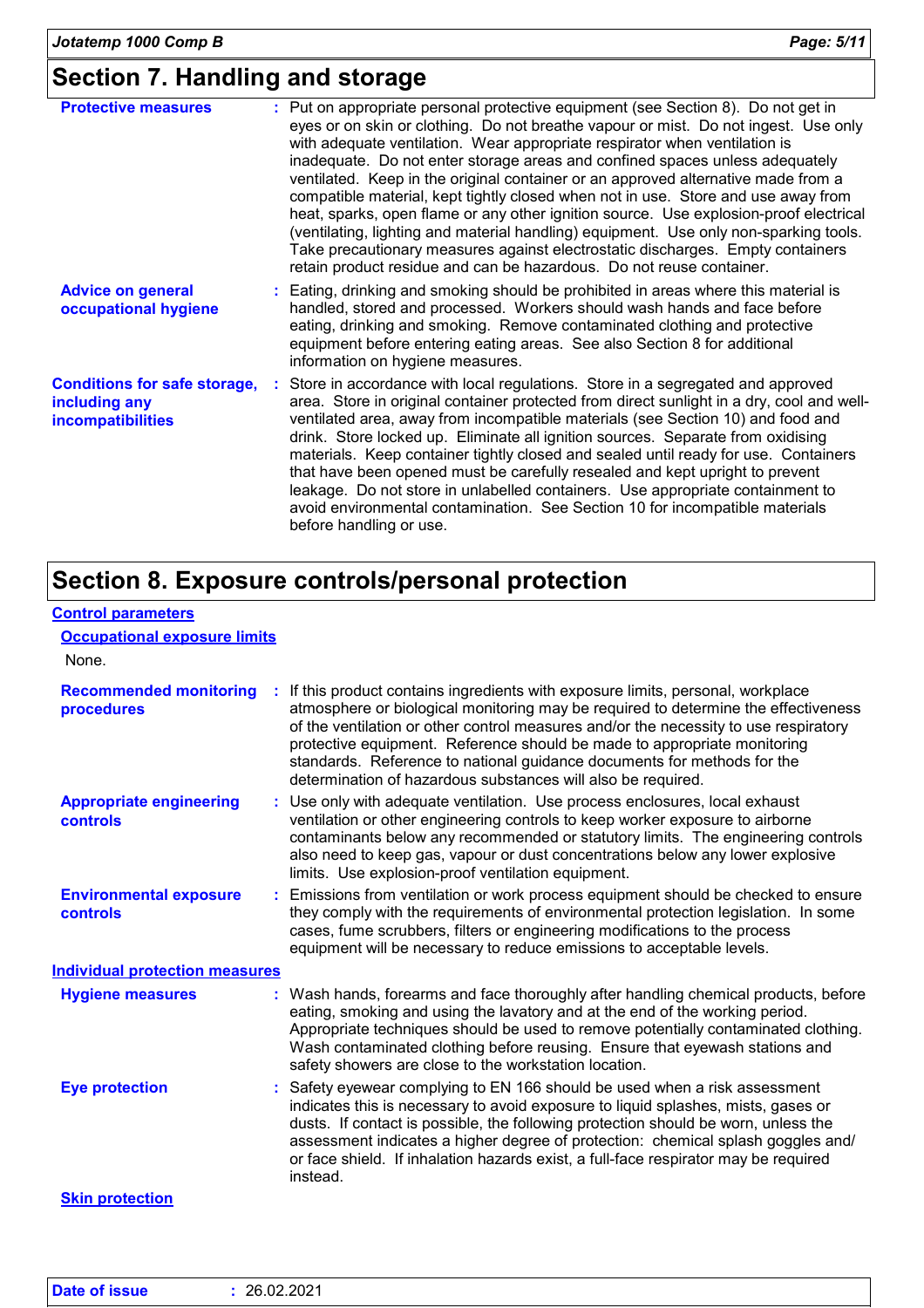## Section 7. Handling and storage

**Protective measures** : Put on appropriate personal protective equipment (see Section 8). Do not get in eyes or on skin or clothing. Do not breathe vapour or mist. Do not ingest. Use only with adequate ventilation. Wear appropriate respirator when ventilation is inadequate. Do not enter storage areas and confined spaces unless adequately ventilated. Keep in the original container or an approved alternative made from a compatible material, kept tightly closed when not in use. Store and use away from heat, sparks, open flame or any other ignition source. Use explosion-proof electrical (ventilating, lighting and material handling) equipment. Use only non-sparking tools. Take precautionary measures against electrostatic discharges. Empty containers retain product residue and can be hazardous. Do not reuse container.

**Advice on general occupational hygiene** : Eating, drinking and smoking should be prohibited in areas where this material is handled, stored and processed. Workers should wash hands and face before eating, drinking and smoking. Remove contaminated clothing and protective equipment before entering eating areas. See also Section 8 for additional information on hygiene measures.

**Conditions for safe storage, including any incompatibilities** : Store in accordance with local regulations. Store in a segregated and approved area. Store in original container protected from direct sunlight in a dry, cool and well-ventilated area, away from incompatible materials (see Section 10) and food and drink. Store locked up. Eliminate all ignition sources. Separate from oxidising materials. Keep container tightly closed and sealed until ready for use. Containers that have been opened must be carefully resealed and kept upright to prevent leakage. Do not store in unlabelled containers. Use appropriate containment to avoid environmental contamination. See Section 10 for incompatible materials before handling or use.

## Section 8. Exposure controls/personal protection

### Control parameters

#### Occupational exposure limits

None.

**Recommended monitoring procedures** : If this product contains ingredients with exposure limits, personal, workplace atmosphere or biological monitoring may be required to determine the effectiveness of the ventilation or other control measures and/or the necessity to use respiratory protective equipment. Reference should be made to appropriate monitoring standards. Reference to national guidance documents for methods for the determination of hazardous substances will also be required.

**Appropriate engineering controls** : Use only with adequate ventilation. Use process enclosures, local exhaust ventilation or other engineering controls to keep worker exposure to airborne contaminants below any recommended or statutory limits. The engineering controls also need to keep gas, vapour or dust concentrations below any lower explosive limits. Use explosion-proof ventilation equipment.

**Environmental exposure controls** : Emissions from ventilation or work process equipment should be checked to ensure they comply with the requirements of environmental protection legislation. In some cases, fume scrubbers, filters or engineering modifications to the process equipment will be necessary to reduce emissions to acceptable levels.

### Individual protection measures

**Hygiene measures** : Wash hands, forearms and face thoroughly after handling chemical products, before eating, smoking and using the lavatory and at the end of the working period. Appropriate techniques should be used to remove potentially contaminated clothing. Wash contaminated clothing before reusing. Ensure that eyewash stations and safety showers are close to the workstation location.

**Eye protection** : Safety eyewear complying to EN 166 should be used when a risk assessment indicates this is necessary to avoid exposure to liquid splashes, mists, gases or dusts. If contact is possible, the following protection should be worn, unless the assessment indicates a higher degree of protection: chemical splash goggles and/ or face shield. If inhalation hazards exist, a full-face respirator may be required instead.

#### Skin protection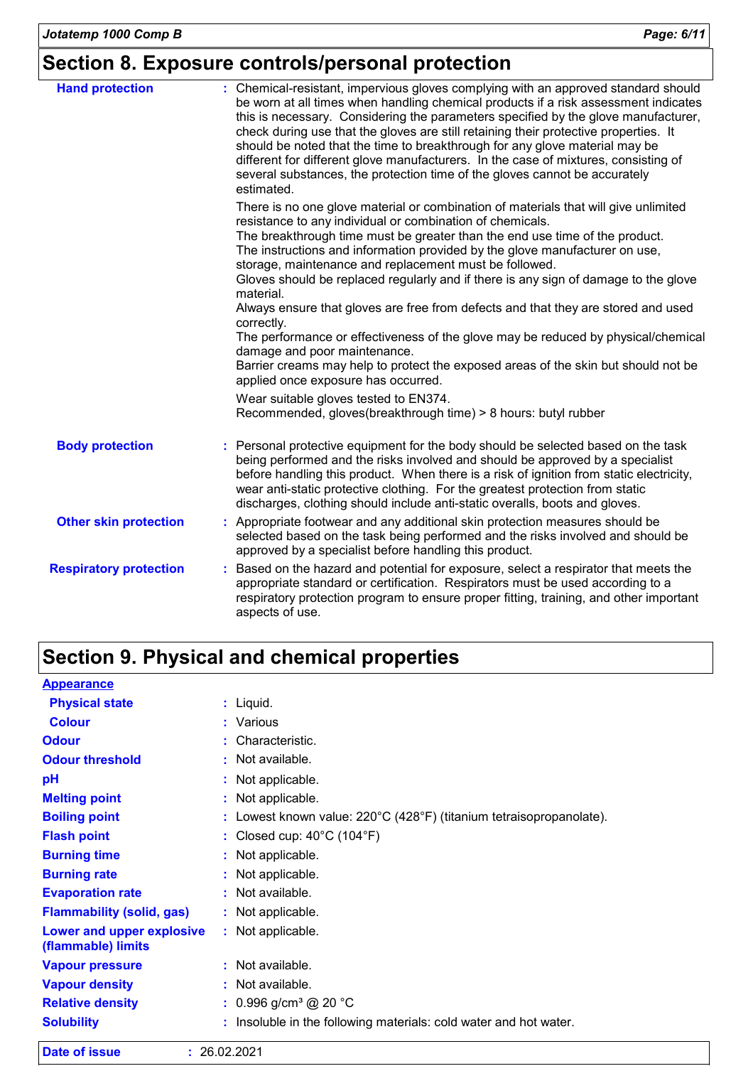## Section 8. Exposure controls/personal protection

**Hand protection** : Chemical-resistant, impervious gloves complying with an approved standard should be worn at all times when handling chemical products if a risk assessment indicates this is necessary. Considering the parameters specified by the glove manufacturer, check during use that the gloves are still retaining their protective properties. It should be noted that the time to breakthrough for any glove material may be different for different glove manufacturers. In the case of mixtures, consisting of several substances, the protection time of the gloves cannot be accurately estimated.

There is no one glove material or combination of materials that will give unlimited resistance to any individual or combination of chemicals.
The breakthrough time must be greater than the end use time of the product.
The instructions and information provided by the glove manufacturer on use, storage, maintenance and replacement must be followed.
Gloves should be replaced regularly and if there is any sign of damage to the glove material.
Always ensure that gloves are free from defects and that they are stored and used correctly.
The performance or effectiveness of the glove may be reduced by physical/chemical damage and poor maintenance.
Barrier creams may help to protect the exposed areas of the skin but should not be applied once exposure has occurred.

Wear suitable gloves tested to EN374.
Recommended, gloves(breakthrough time) > 8 hours: butyl rubber

**Body protection** : Personal protective equipment for the body should be selected based on the task being performed and the risks involved and should be approved by a specialist before handling this product. When there is a risk of ignition from static electricity, wear anti-static protective clothing. For the greatest protection from static discharges, clothing should include anti-static overalls, boots and gloves.

**Other skin protection** : Appropriate footwear and any additional skin protection measures should be selected based on the task being performed and the risks involved and should be approved by a specialist before handling this product.

**Respiratory protection** : Based on the hazard and potential for exposure, select a respirator that meets the appropriate standard or certification. Respirators must be used according to a respiratory protection program to ensure proper fitting, training, and other important aspects of use.

## Section 9. Physical and chemical properties

**Appearance**

| | |
|---|---|
| **Physical state** | : Liquid. |
| **Colour** | : Various |
| **Odour** | : Characteristic. |
| **Odour threshold** | : Not available. |
| **pH** | : Not applicable. |
| **Melting point** | : Not applicable. |
| **Boiling point** | : Lowest known value: 220°C (428°F) (titanium tetraisopropanolate). |
| **Flash point** | : Closed cup: 40°C (104°F) |
| **Burning time** | : Not applicable. |
| **Burning rate** | : Not applicable. |
| **Evaporation rate** | : Not available. |
| **Flammability (solid, gas)** | : Not applicable. |
| **Lower and upper explosive (flammable) limits** | : Not applicable. |
| **Vapour pressure** | : Not available. |
| **Vapour density** | : Not available. |
| **Relative density** | : 0.996 g/cm³ @ 20 °C |
| **Solubility** | : Insoluble in the following materials: cold water and hot water. |

**Date of issue** : 26.02.2021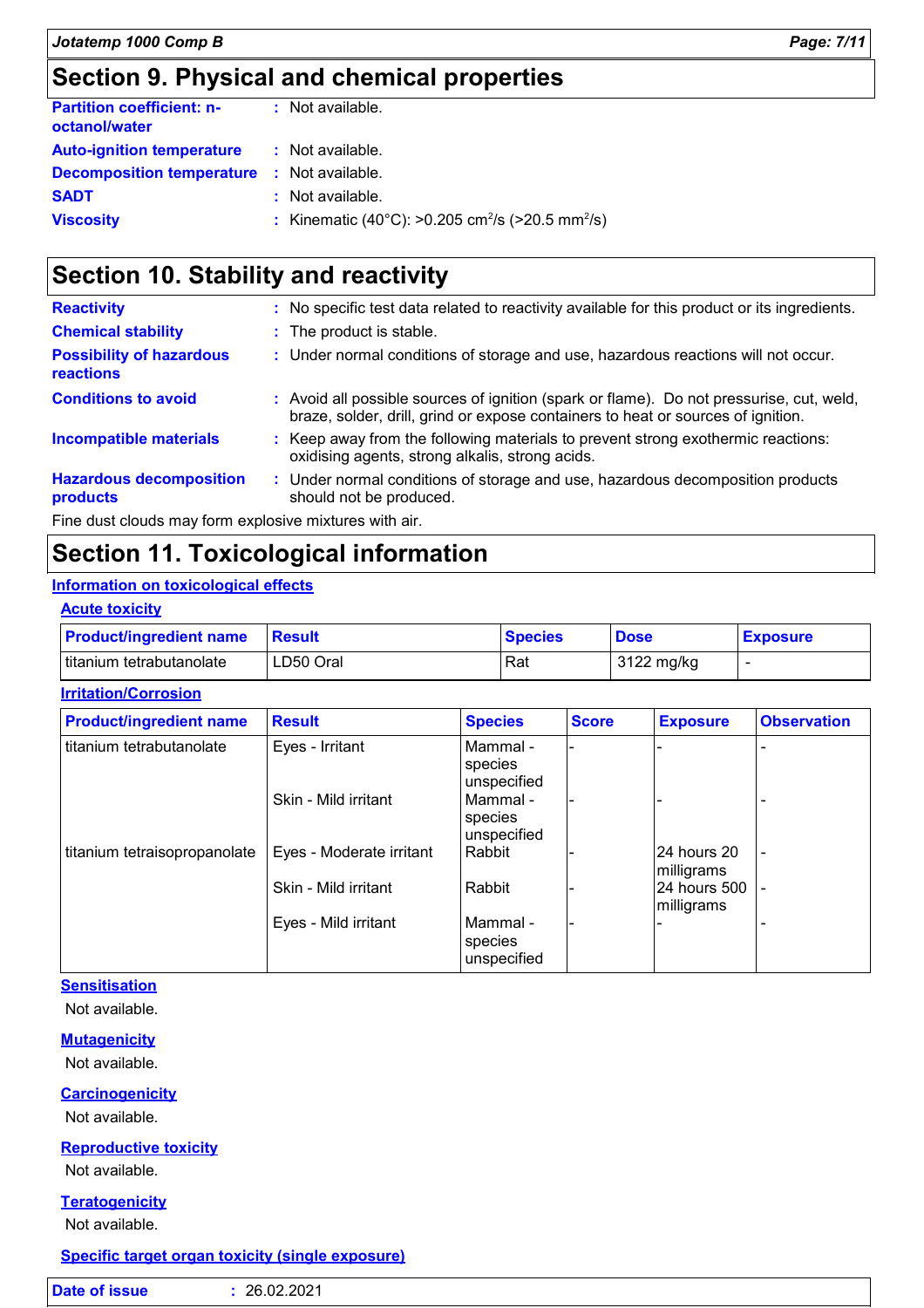## Section 9. Physical and chemical properties

| | |
|---|---|
| **Partition coefficient: n-octanol/water** | : Not available. |
| **Auto-ignition temperature** | : Not available. |
| **Decomposition temperature** | : Not available. |
| **SADT** | : Not available. |
| **Viscosity** | : Kinematic (40°C): >0.205 $cm^2/s$ (>20.5 $mm^2/s$) |

## Section 10. Stability and reactivity

| | |
|---|---|
| **Reactivity** | : No specific test data related to reactivity available for this product or its ingredients. |
| **Chemical stability** | : The product is stable. |
| **Possibility of hazardous reactions** | : Under normal conditions of storage and use, hazardous reactions will not occur. |
| **Conditions to avoid** | : Avoid all possible sources of ignition (spark or flame). Do not pressurise, cut, weld, braze, solder, drill, grind or expose containers to heat or sources of ignition. |
| **Incompatible materials** | : Keep away from the following materials to prevent strong exothermic reactions: oxidising agents, strong alkalis, strong acids. |
| **Hazardous decomposition products** | : Under normal conditions of storage and use, hazardous decomposition products should not be produced. |

Fine dust clouds may form explosive mixtures with air.

## Section 11. Toxicological information

### Information on toxicological effects

#### Acute toxicity

| Product/ingredient name | Result | Species | Dose | Exposure |
|---|---|---|---|---|
| titanium tetrabutanolate | LD50 Oral | Rat | 3122 mg/kg | - |

#### Irritation/Corrosion

| Product/ingredient name | Result | Species | Score | Exposure | Observation |
|---|---|---|---|---|---|
| titanium tetrabutanolate | Eyes - Irritant | Mammal - species unspecified | - | - | - |
| | Skin - Mild irritant | Mammal - species unspecified | - | - | - |
| titanium tetraisopropanolate | Eyes - Moderate irritant | Rabbit | - | 24 hours 20 milligrams | - |
| | Skin - Mild irritant | Rabbit | - | 24 hours 500 milligrams | - |
| | Eyes - Mild irritant | Mammal - species unspecified | - | - | - |

#### Sensitisation

Not available.

#### Mutagenicity

Not available.

#### Carcinogenicity

Not available.

#### Reproductive toxicity

Not available.

#### Teratogenicity

Not available.

#### Specific target organ toxicity (single exposure)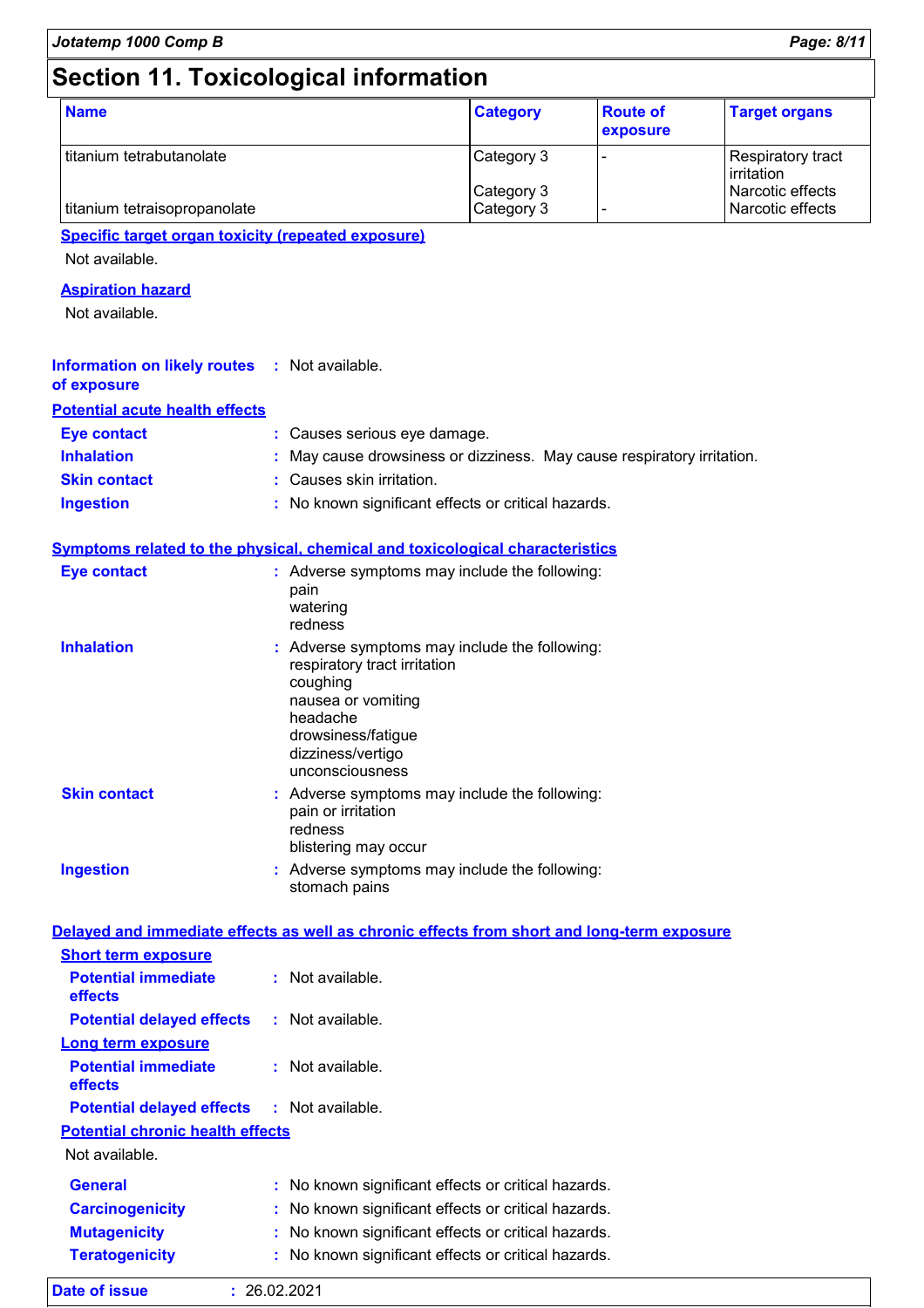# Section 11. Toxicological information

| Name | Category | Route of exposure | Target organs |
|---|---|---|---|
| titanium tetrabutanolate | Category 3 | - | Respiratory tract irritation |
| | Category 3 | | Narcotic effects |
| titanium tetraisopropanolate | Category 3 | - | Narcotic effects |

**Specific target organ toxicity (repeated exposure)**

Not available.

**Aspiration hazard**

Not available.

**Information on likely routes of exposure** : Not available.

**Potential acute health effects**

**Eye contact** : Causes serious eye damage.

**Inhalation** : May cause drowsiness or dizziness. May cause respiratory irritation.

**Skin contact** : Causes skin irritation.

**Ingestion** : No known significant effects or critical hazards.

**Symptoms related to the physical, chemical and toxicological characteristics**

**Eye contact** : Adverse symptoms may include the following:
pain
watering
redness

**Inhalation** : Adverse symptoms may include the following:
respiratory tract irritation
coughing
nausea or vomiting
headache
drowsiness/fatigue
dizziness/vertigo
unconsciousness

**Skin contact** : Adverse symptoms may include the following:
pain or irritation
redness
blistering may occur

**Ingestion** : Adverse symptoms may include the following:
stomach pains

**Delayed and immediate effects as well as chronic effects from short and long-term exposure**

**Short term exposure**

**Potential immediate effects** : Not available.

**Potential delayed effects** : Not available.

**Long term exposure**

**Potential immediate effects** : Not available.

**Potential delayed effects** : Not available.

**Potential chronic health effects**

Not available.

**General** : No known significant effects or critical hazards.

**Carcinogenicity** : No known significant effects or critical hazards.

**Mutagenicity** : No known significant effects or critical hazards.

**Teratogenicity** : No known significant effects or critical hazards.

**Date of issue** : 26.02.2021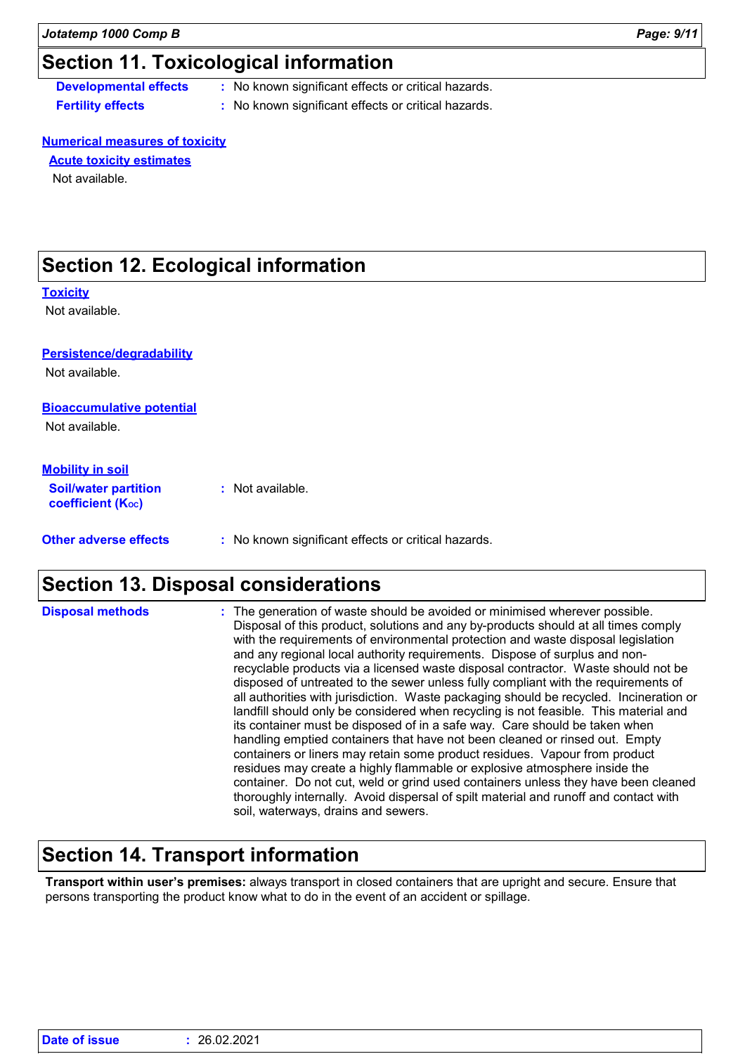## Section 11. Toxicological information

**Developmental effects** : No known significant effects or critical hazards.

**Fertility effects** : No known significant effects or critical hazards.

**Numerical measures of toxicity**

**Acute toxicity estimates**

Not available.

## Section 12. Ecological information

**Toxicity**

Not available.

**Persistence/degradability**

Not available.

**Bioaccumulative potential**

Not available.

**Mobility in soil**

**Soil/water partition coefficient ($K_{OC}$)** : Not available.

**Other adverse effects** : No known significant effects or critical hazards.

## Section 13. Disposal considerations

**Disposal methods** : The generation of waste should be avoided or minimised wherever possible. Disposal of this product, solutions and any by-products should at all times comply with the requirements of environmental protection and waste disposal legislation and any regional local authority requirements. Dispose of surplus and non-recyclable products via a licensed waste disposal contractor. Waste should not be disposed of untreated to the sewer unless fully compliant with the requirements of all authorities with jurisdiction. Waste packaging should be recycled. Incineration or landfill should only be considered when recycling is not feasible. This material and its container must be disposed of in a safe way. Care should be taken when handling emptied containers that have not been cleaned or rinsed out. Empty containers or liners may retain some product residues. Vapour from product residues may create a highly flammable or explosive atmosphere inside the container. Do not cut, weld or grind used containers unless they have been cleaned thoroughly internally. Avoid dispersal of spilt material and runoff and contact with soil, waterways, drains and sewers.

## Section 14. Transport information

**Transport within user's premises:** always transport in closed containers that are upright and secure. Ensure that persons transporting the product know what to do in the event of an accident or spillage.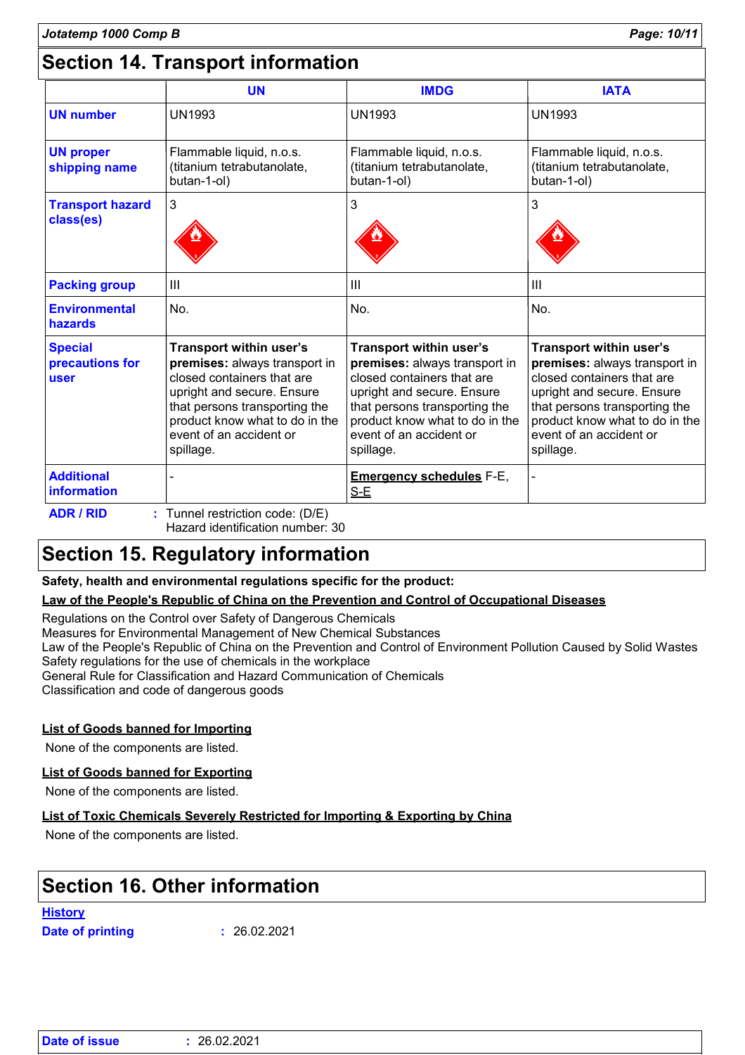## Section 14. Transport information

| | UN | IMDG | IATA |
|---|---|---|---|
| **UN number** | UN1993 | UN1993 | UN1993 |
| **UN proper shipping name** | Flammable liquid, n.o.s. (titanium tetrabutanolate, butan-1-ol) | Flammable liquid, n.o.s. (titanium tetrabutanolate, butan-1-ol) | Flammable liquid, n.o.s. (titanium tetrabutanolate, butan-1-ol) |
| **Transport hazard class(es)** | 3 | 3 | 3 |
| **Packing group** | III | III | III |
| **Environmental hazards** | No. | No. | No. |
| **Special precautions for user** | **Transport within user's premises:** always transport in closed containers that are upright and secure. Ensure that persons transporting the product know what to do in the event of an accident or spillage. | **Transport within user's premises:** always transport in closed containers that are upright and secure. Ensure that persons transporting the product know what to do in the event of an accident or spillage. | **Transport within user's premises:** always transport in closed containers that are upright and secure. Ensure that persons transporting the product know what to do in the event of an accident or spillage. |
| **Additional information** | - | **Emergency schedules** F-E, S-E | - |

**ADR / RID** : Tunnel restriction code: (D/E)
Hazard identification number: 30

## Section 15. Regulatory information

**Safety, health and environmental regulations specific for the product:**

**Law of the People's Republic of China on the Prevention and Control of Occupational Diseases**

Regulations on the Control over Safety of Dangerous Chemicals
Measures for Environmental Management of New Chemical Substances
Law of the People's Republic of China on the Prevention and Control of Environment Pollution Caused by Solid Wastes
Safety regulations for the use of chemicals in the workplace
General Rule for Classification and Hazard Communication of Chemicals
Classification and code of dangerous goods

**List of Goods banned for Importing**

None of the components are listed.

**List of Goods banned for Exporting**

None of the components are listed.

**List of Toxic Chemicals Severely Restricted for Importing & Exporting by China**

None of the components are listed.

## Section 16. Other information

**History**

**Date of printing** : 26.02.2021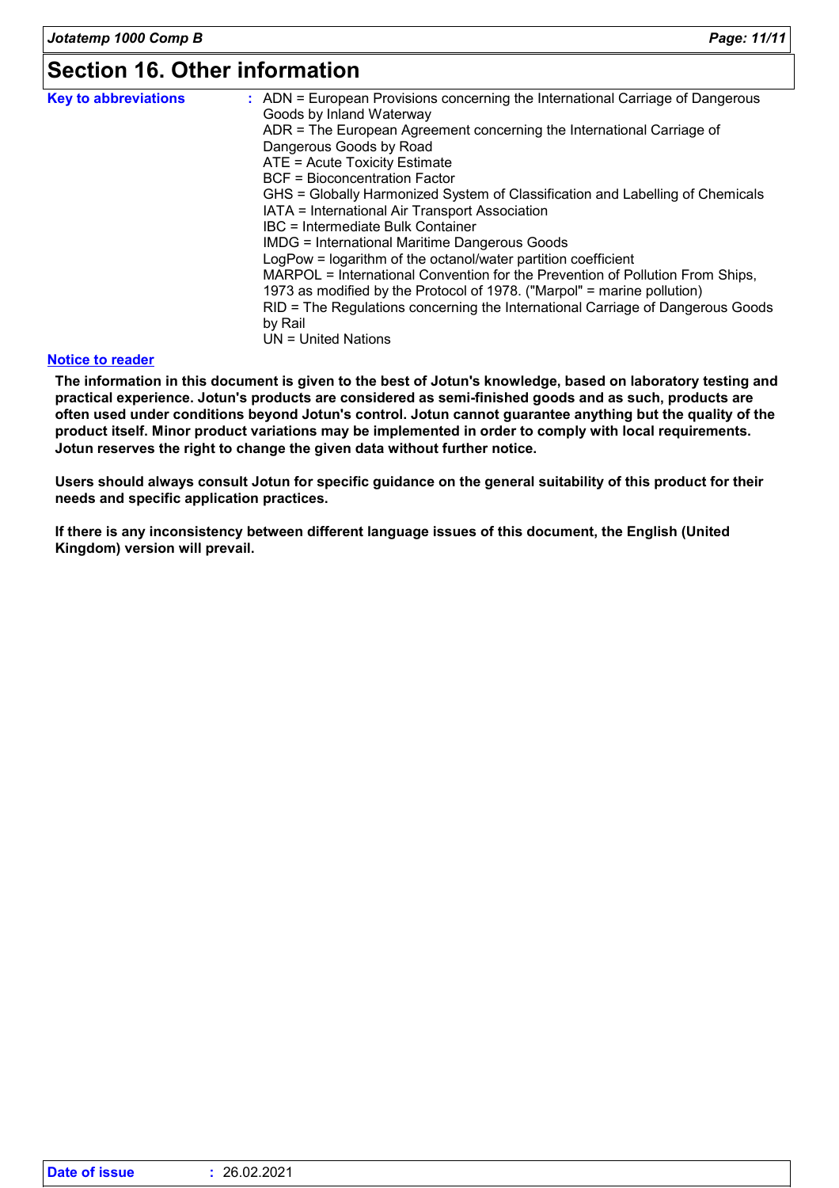## Section 16. Other information

**Key to abbreviations** :

ADN = European Provisions concerning the International Carriage of Dangerous Goods by Inland Waterway
ADR = The European Agreement concerning the International Carriage of Dangerous Goods by Road
ATE = Acute Toxicity Estimate
BCF = Bioconcentration Factor
GHS = Globally Harmonized System of Classification and Labelling of Chemicals
IATA = International Air Transport Association
IBC = Intermediate Bulk Container
IMDG = International Maritime Dangerous Goods
LogPow = logarithm of the octanol/water partition coefficient
MARPOL = International Convention for the Prevention of Pollution From Ships, 1973 as modified by the Protocol of 1978. ("Marpol" = marine pollution)
RID = The Regulations concerning the International Carriage of Dangerous Goods by Rail
UN = United Nations

**Notice to reader**

**The information in this document is given to the best of Jotun's knowledge, based on laboratory testing and practical experience. Jotun's products are considered as semi-finished goods and as such, products are often used under conditions beyond Jotun's control. Jotun cannot guarantee anything but the quality of the product itself. Minor product variations may be implemented in order to comply with local requirements. Jotun reserves the right to change the given data without further notice.**

**Users should always consult Jotun for specific guidance on the general suitability of this product for their needs and specific application practices.**

**If there is any inconsistency between different language issues of this document, the English (United Kingdom) version will prevail.**